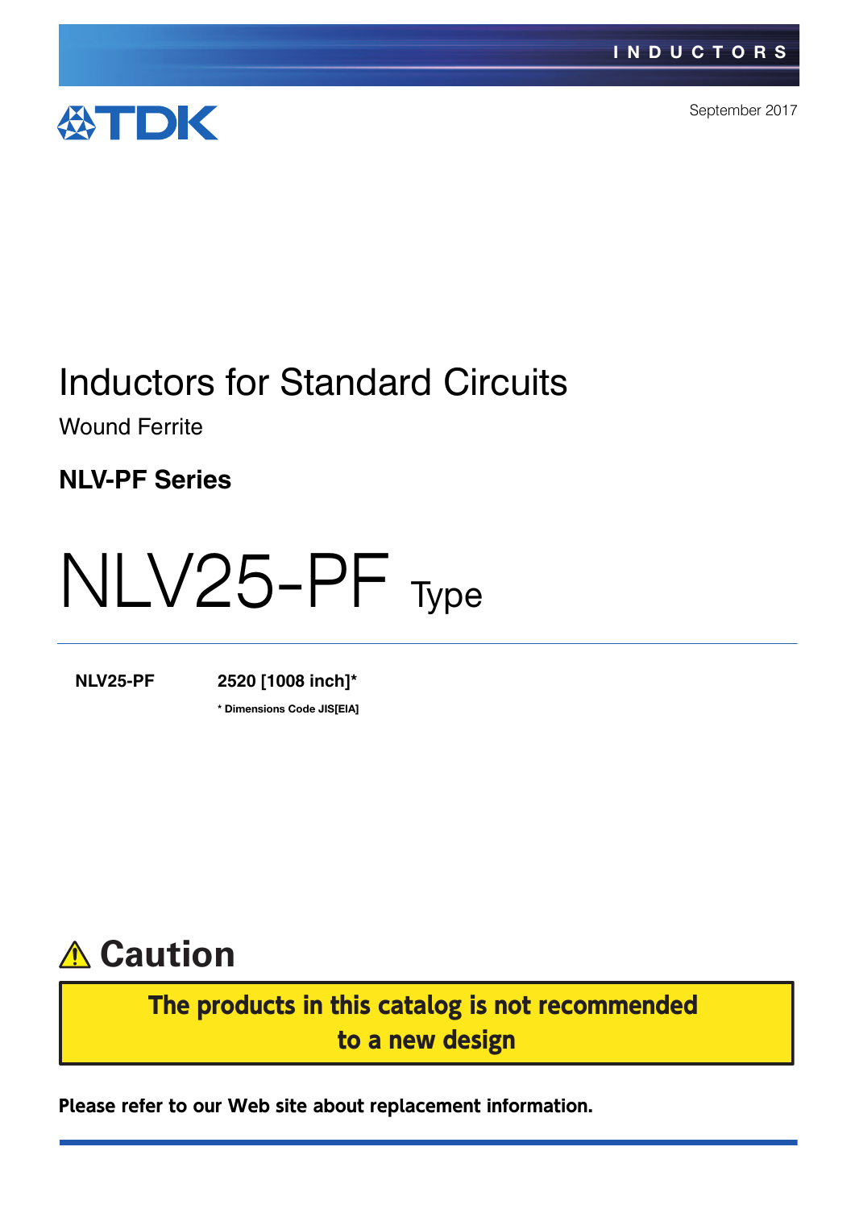INDUCTORS

TDK

September 2017

# Inductors for Standard Circuits

Wound Ferrite

## NLV-PF Series

# NLV25-PF Type

**NLV25-PF** **2520 [1008 inch]***

**\* Dimensions Code JIS[EIA]**

## ⚠ Caution

**The products in this catalog is not recommended to a new design**

**Please refer to our Web site about replacement information.**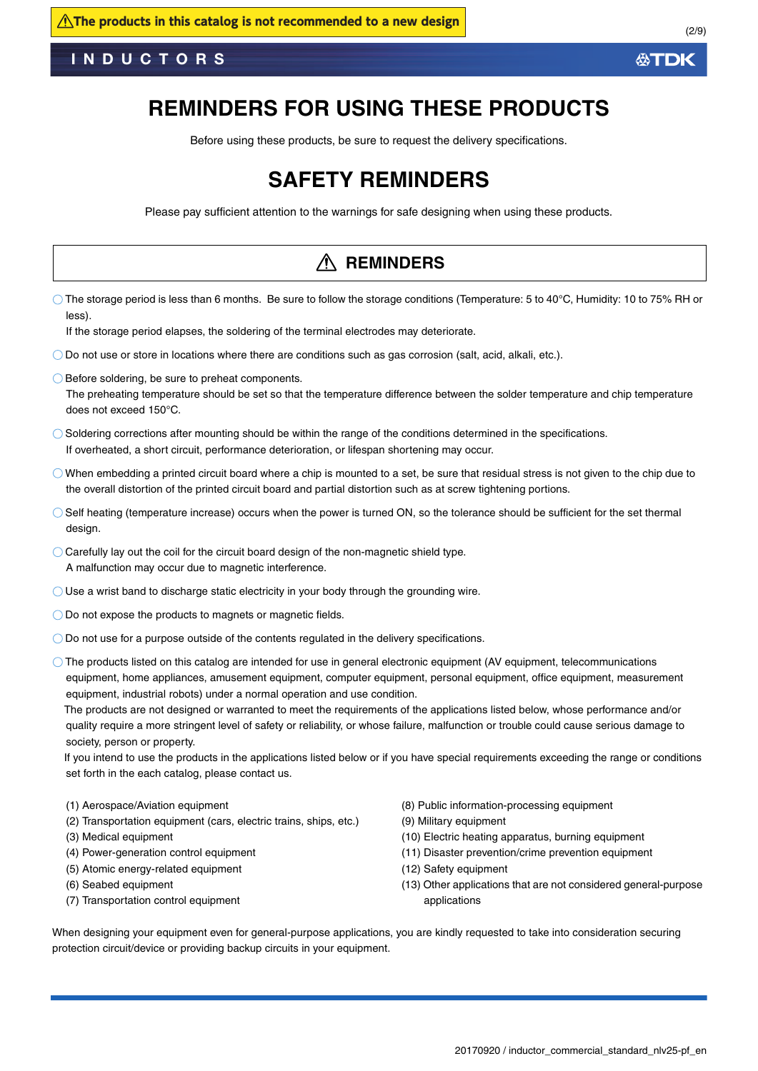⚠The products in this catalog is not recommended to a new design

# REMINDERS FOR USING THESE PRODUCTS

Before using these products, be sure to request the delivery specifications.

# SAFETY REMINDERS

Please pay sufficient attention to the warnings for safe designing when using these products.

## ⚠ REMINDERS

- The storage period is less than 6 months. Be sure to follow the storage conditions (Temperature: 5 to 40°C, Humidity: 10 to 75% RH or less).
  If the storage period elapses, the soldering of the terminal electrodes may deteriorate.
- Do not use or store in locations where there are conditions such as gas corrosion (salt, acid, alkali, etc.).
- Before soldering, be sure to preheat components.
  The preheating temperature should be set so that the temperature difference between the solder temperature and chip temperature does not exceed 150°C.
- Soldering corrections after mounting should be within the range of the conditions determined in the specifications.
  If overheated, a short circuit, performance deterioration, or lifespan shortening may occur.
- When embedding a printed circuit board where a chip is mounted to a set, be sure that residual stress is not given to the chip due to the overall distortion of the printed circuit board and partial distortion such as at screw tightening portions.
- Self heating (temperature increase) occurs when the power is turned ON, so the tolerance should be sufficient for the set thermal design.
- Carefully lay out the coil for the circuit board design of the non-magnetic shield type.
  A malfunction may occur due to magnetic interference.
- Use a wrist band to discharge static electricity in your body through the grounding wire.
- Do not expose the products to magnets or magnetic fields.
- Do not use for a purpose outside of the contents regulated in the delivery specifications.
- The products listed on this catalog are intended for use in general electronic equipment (AV equipment, telecommunications equipment, home appliances, amusement equipment, computer equipment, personal equipment, office equipment, measurement equipment, industrial robots) under a normal operation and use condition.
  The products are not designed or warranted to meet the requirements of the applications listed below, whose performance and/or quality require a more stringent level of safety or reliability, or whose failure, malfunction or trouble could cause serious damage to society, person or property.
  If you intend to use the products in the applications listed below or if you have special requirements exceeding the range or conditions set forth in the each catalog, please contact us.

(1) Aerospace/Aviation equipment
(2) Transportation equipment (cars, electric trains, ships, etc.)
(3) Medical equipment
(4) Power-generation control equipment
(5) Atomic energy-related equipment
(6) Seabed equipment
(7) Transportation control equipment
(8) Public information-processing equipment
(9) Military equipment
(10) Electric heating apparatus, burning equipment
(11) Disaster prevention/crime prevention equipment
(12) Safety equipment
(13) Other applications that are not considered general-purpose applications

When designing your equipment even for general-purpose applications, you are kindly requested to take into consideration securing protection circuit/device or providing backup circuits in your equipment.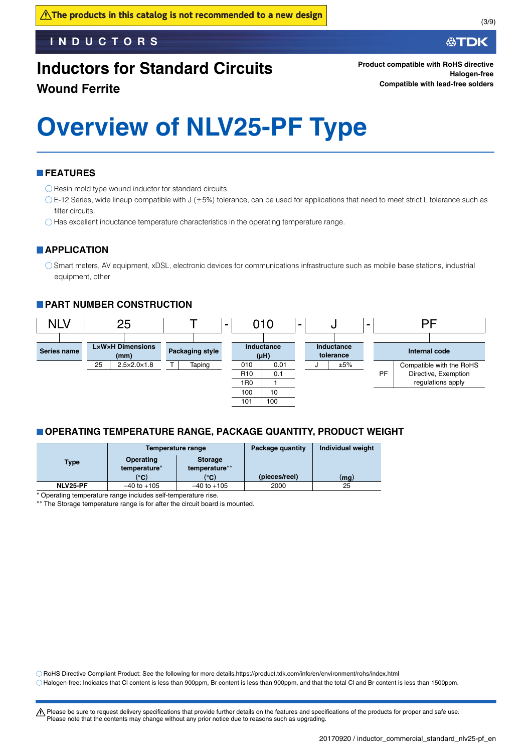⚠The products in this catalog is not recommended to a new design

INDUCTORS

# Inductors for Standard Circuits

## Wound Ferrite

**Product compatible with RoHS directive**
**Halogen-free**
**Compatible with lead-free solders**

# Overview of NLV25-PF Type

## FEATURES

- Resin mold type wound inductor for standard circuits.
- E-12 Series, wide lineup compatible with J (±5%) tolerance, can be used for applications that need to meet strict L tolerance such as filter circuits.
- Has excellent inductance temperature characteristics in the operating temperature range.

## APPLICATION

- Smart meters, AV equipment, xDSL, electronic devices for communications infrastructure such as mobile base stations, industrial equipment, other

## PART NUMBER CONSTRUCTION

NLV 25 T - 010 - J - PF

**Series name:** NLV

**L×W×H Dimensions (mm)**

| Code | Dimensions |
|---|---|
| 25 | 2.5×2.0×1.8 |

**Packaging style**

| Code | Style |
|---|---|
| T | Taping |

**Inductance (μH)**

| Code | Value |
|---|---|
| 010 | 0.01 |
| R10 | 0.1 |
| 1R0 | 1 |
| 100 | 10 |
| 101 | 100 |

**Inductance tolerance**

| Code | Tolerance |
|---|---|
| J | ±5% |

**Internal code**

| Code | Description |
|---|---|
| PF | Compatible with the RoHS Directive, Exemption regulations apply |

## OPERATING TEMPERATURE RANGE, PACKAGE QUANTITY, PRODUCT WEIGHT

| Type | Temperature range | | Package quantity | Individual weight |
|---|---|---|---|---|
| | Operating temperature* (°C) | Storage temperature** (°C) | (pieces/reel) | (mg) |
| NLV25-PF | –40 to +105 | –40 to +105 | 2000 | 25 |

\* Operating temperature range includes self-temperature rise.
\** The Storage temperature range is for after the circuit board is mounted.

- RoHS Directive Compliant Product: See the following for more details.https://product.tdk.com/info/en/environment/rohs/index.html
- Halogen-free: Indicates that Cl content is less than 900ppm, Br content is less than 900ppm, and that the total Cl and Br content is less than 1500ppm.

⚠ Please be sure to request delivery specifications that provide further details on the features and specifications of the products for proper and safe use.
Please note that the contents may change without any prior notice due to reasons such as upgrading.

20170920 / inductor_commercial_standard_nlv25-pf_en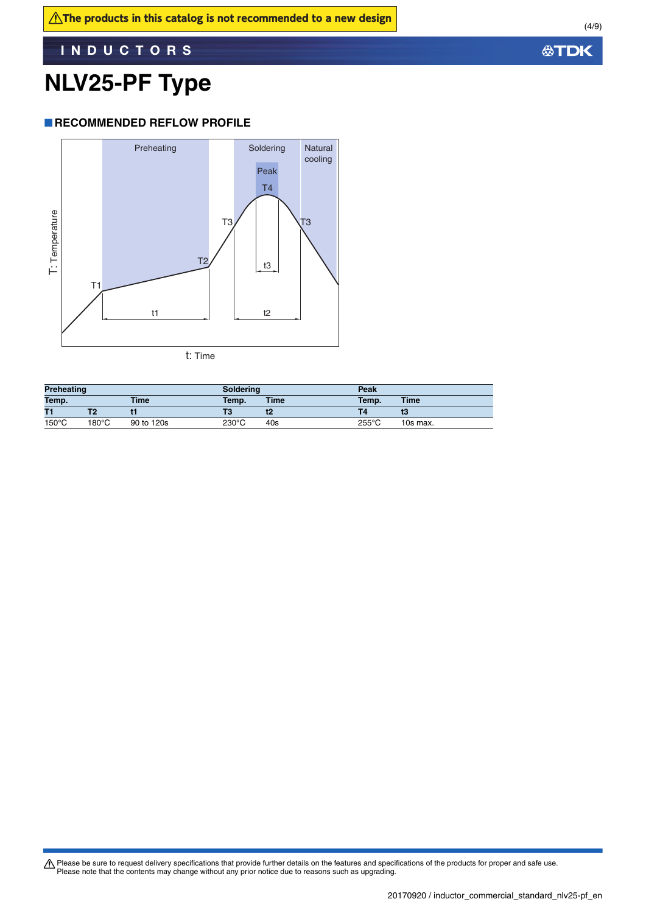The products in this catalog is not recommended to a new design

# NLV25-PF Type

## RECOMMENDED REFLOW PROFILE

| Preheating | | | Soldering | | Peak | |
|---|---|---|---|---|---|---|
| Temp. | | Time | Temp. | Time | Temp. | Time |
| T1 | T2 | t1 | T3 | t2 | T4 | t3 |
| 150°C | 180°C | 90 to 120s | 230°C | 40s | 255°C | 10s max. |

⚠ Please be sure to request delivery specifications that provide further details on the features and specifications of the products for proper and safe use.
Please note that the contents may change without any prior notice due to reasons such as upgrading.

20170920 / inductor_commercial_standard_nlv25-pf_en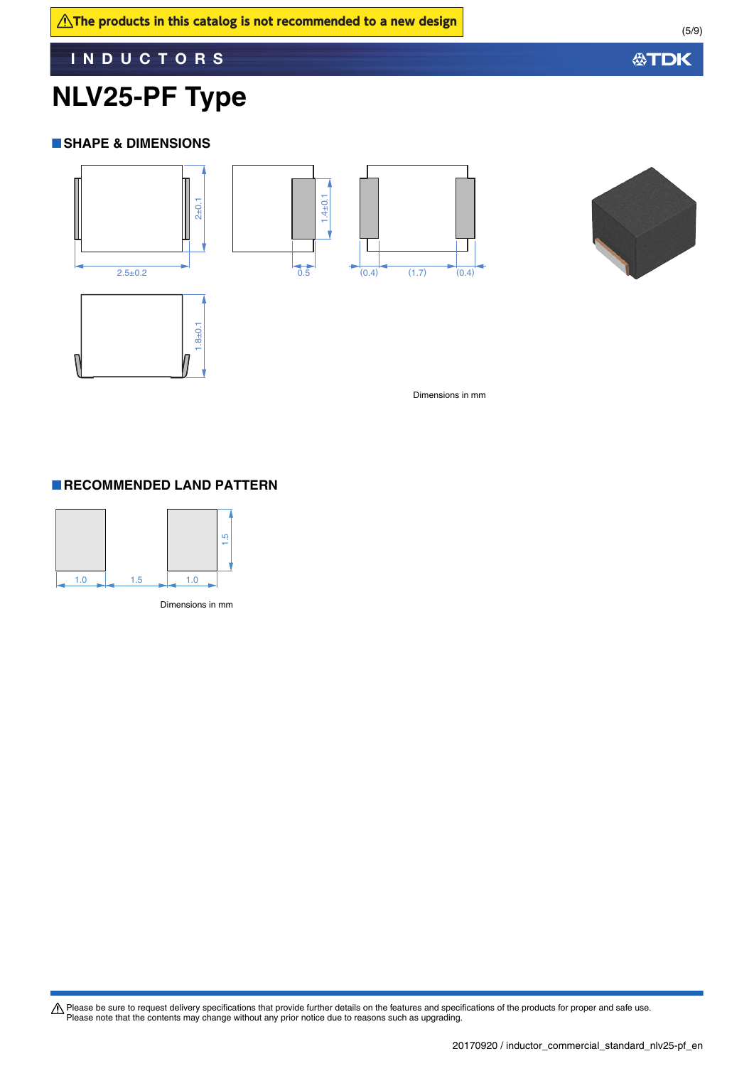⚠The products in this catalog is not recommended to a new design

INDUCTORS

# NLV25-PF Type

## ■SHAPE & DIMENSIONS

2.5±0.2

2±0.1

1.4±0.1

0.5

(0.4) (1.7) (0.4)

1.8±0.1

Dimensions in mm

## ■RECOMMENDED LAND PATTERN

1.0 1.5 1.0

1.5

Dimensions in mm

⚠ Please be sure to request delivery specifications that provide further details on the features and specifications of the products for proper and safe use.
Please note that the contents may change without any prior notice due to reasons such as upgrading.

20170920 / inductor_commercial_standard_nlv25-pf_en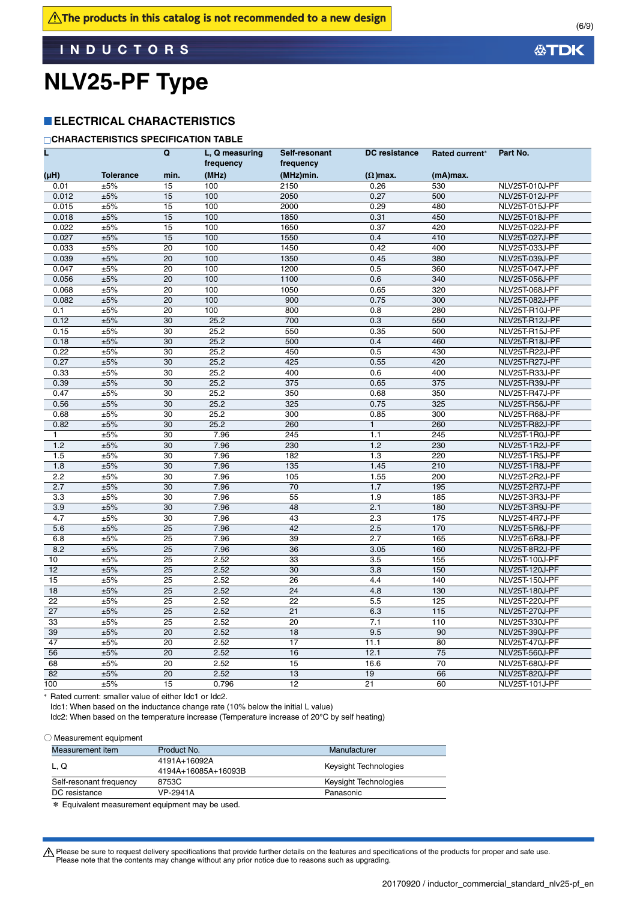⚠The products in this catalog is not recommended to a new design

INDUCTORS

# NLV25-PF Type

## ■ELECTRICAL CHARACTERISTICS

### □CHARACTERISTICS SPECIFICATION TABLE

| L (µH) | Tolerance | Q min. | L, Q measuring frequency (MHz) | Self-resonant frequency (MHz)min. | DC resistance (Ω)max. | Rated current* (mA)max. | Part No. |
|---|---|---|---|---|---|---|---|
| 0.01 | ±5% | 15 | 100 | 2150 | 0.26 | 530 | NLV25T-010J-PF |
| 0.012 | ±5% | 15 | 100 | 2050 | 0.27 | 500 | NLV25T-012J-PF |
| 0.015 | ±5% | 15 | 100 | 2000 | 0.29 | 480 | NLV25T-015J-PF |
| 0.018 | ±5% | 15 | 100 | 1850 | 0.31 | 450 | NLV25T-018J-PF |
| 0.022 | ±5% | 15 | 100 | 1650 | 0.37 | 420 | NLV25T-022J-PF |
| 0.027 | ±5% | 15 | 100 | 1550 | 0.4 | 410 | NLV25T-027J-PF |
| 0.033 | ±5% | 20 | 100 | 1450 | 0.42 | 400 | NLV25T-033J-PF |
| 0.039 | ±5% | 20 | 100 | 1350 | 0.45 | 380 | NLV25T-039J-PF |
| 0.047 | ±5% | 20 | 100 | 1200 | 0.5 | 360 | NLV25T-047J-PF |
| 0.056 | ±5% | 20 | 100 | 1100 | 0.6 | 340 | NLV25T-056J-PF |
| 0.068 | ±5% | 20 | 100 | 1050 | 0.65 | 320 | NLV25T-068J-PF |
| 0.082 | ±5% | 20 | 100 | 900 | 0.75 | 300 | NLV25T-082J-PF |
| 0.1 | ±5% | 20 | 100 | 800 | 0.8 | 280 | NLV25T-R10J-PF |
| 0.12 | ±5% | 30 | 25.2 | 700 | 0.3 | 550 | NLV25T-R12J-PF |
| 0.15 | ±5% | 30 | 25.2 | 550 | 0.35 | 500 | NLV25T-R15J-PF |
| 0.18 | ±5% | 30 | 25.2 | 500 | 0.4 | 460 | NLV25T-R18J-PF |
| 0.22 | ±5% | 30 | 25.2 | 450 | 0.5 | 430 | NLV25T-R22J-PF |
| 0.27 | ±5% | 30 | 25.2 | 425 | 0.55 | 420 | NLV25T-R27J-PF |
| 0.33 | ±5% | 30 | 25.2 | 400 | 0.6 | 400 | NLV25T-R33J-PF |
| 0.39 | ±5% | 30 | 25.2 | 375 | 0.65 | 375 | NLV25T-R39J-PF |
| 0.47 | ±5% | 30 | 25.2 | 350 | 0.68 | 350 | NLV25T-R47J-PF |
| 0.56 | ±5% | 30 | 25.2 | 325 | 0.75 | 325 | NLV25T-R56J-PF |
| 0.68 | ±5% | 30 | 25.2 | 300 | 0.85 | 300 | NLV25T-R68J-PF |
| 0.82 | ±5% | 30 | 25.2 | 260 | 1 | 260 | NLV25T-R82J-PF |
| 1 | ±5% | 30 | 7.96 | 245 | 1.1 | 245 | NLV25T-1R0J-PF |
| 1.2 | ±5% | 30 | 7.96 | 230 | 1.2 | 230 | NLV25T-1R2J-PF |
| 1.5 | ±5% | 30 | 7.96 | 182 | 1.3 | 220 | NLV25T-1R5J-PF |
| 1.8 | ±5% | 30 | 7.96 | 135 | 1.45 | 210 | NLV25T-1R8J-PF |
| 2.2 | ±5% | 30 | 7.96 | 105 | 1.55 | 200 | NLV25T-2R2J-PF |
| 2.7 | ±5% | 30 | 7.96 | 70 | 1.7 | 195 | NLV25T-2R7J-PF |
| 3.3 | ±5% | 30 | 7.96 | 55 | 1.9 | 185 | NLV25T-3R3J-PF |
| 3.9 | ±5% | 30 | 7.96 | 48 | 2.1 | 180 | NLV25T-3R9J-PF |
| 4.7 | ±5% | 30 | 7.96 | 43 | 2.3 | 175 | NLV25T-4R7J-PF |
| 5.6 | ±5% | 25 | 7.96 | 42 | 2.5 | 170 | NLV25T-5R6J-PF |
| 6.8 | ±5% | 25 | 7.96 | 39 | 2.7 | 165 | NLV25T-6R8J-PF |
| 8.2 | ±5% | 25 | 7.96 | 36 | 3.05 | 160 | NLV25T-8R2J-PF |
| 10 | ±5% | 25 | 2.52 | 33 | 3.5 | 155 | NLV25T-100J-PF |
| 12 | ±5% | 25 | 2.52 | 30 | 3.8 | 150 | NLV25T-120J-PF |
| 15 | ±5% | 25 | 2.52 | 26 | 4.4 | 140 | NLV25T-150J-PF |
| 18 | ±5% | 25 | 2.52 | 24 | 4.8 | 130 | NLV25T-180J-PF |
| 22 | ±5% | 25 | 2.52 | 22 | 5.5 | 125 | NLV25T-220J-PF |
| 27 | ±5% | 25 | 2.52 | 21 | 6.3 | 115 | NLV25T-270J-PF |
| 33 | ±5% | 25 | 2.52 | 20 | 7.1 | 110 | NLV25T-330J-PF |
| 39 | ±5% | 20 | 2.52 | 18 | 9.5 | 90 | NLV25T-390J-PF |
| 47 | ±5% | 20 | 2.52 | 17 | 11.1 | 80 | NLV25T-470J-PF |
| 56 | ±5% | 20 | 2.52 | 16 | 12.1 | 75 | NLV25T-560J-PF |
| 68 | ±5% | 20 | 2.52 | 15 | 16.6 | 70 | NLV25T-680J-PF |
| 82 | ±5% | 20 | 2.52 | 13 | 19 | 66 | NLV25T-820J-PF |
| 100 | ±5% | 15 | 0.796 | 12 | 21 | 60 | NLV25T-101J-PF |

\* Rated current: smaller value of either Idc1 or Idc2.
Idc1: When based on the inductance change rate (10% below the initial L value)
Idc2: When based on the temperature increase (Temperature increase of 20°C by self heating)

○ Measurement equipment

| Measurement item | Product No. | Manufacturer |
|---|---|---|
| L, Q | 4191A+16092A<br>4194A+16085A+16093B | Keysight Technologies |
| Self-resonant frequency | 8753C | Keysight Technologies |
| DC resistance | VP-2941A | Panasonic |

\* Equivalent measurement equipment may be used.

⚠ Please be sure to request delivery specifications that provide further details on the features and specifications of the products for proper and safe use.
Please note that the contents may change without any prior notice due to reasons such as upgrading.

20170920 / inductor_commercial_standard_nlv25-pf_en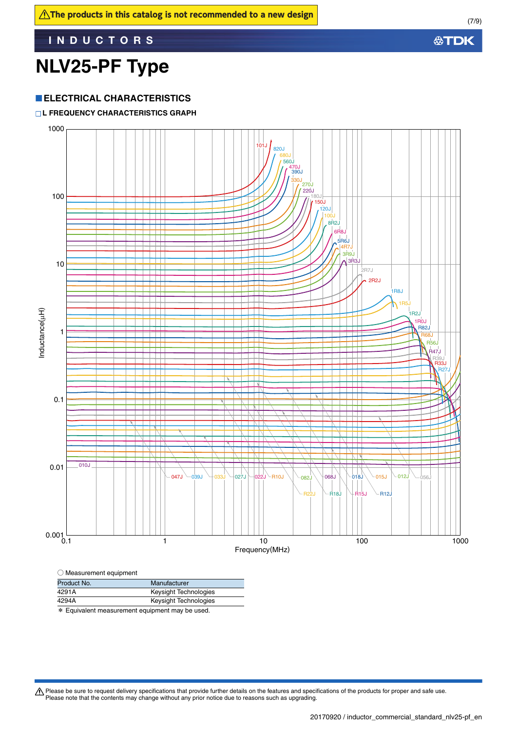⚠The products in this catalog is not recommended to a new design

# NLV25-PF Type

## ■ELECTRICAL CHARACTERISTICS

### □L FREQUENCY CHARACTERISTICS GRAPH

○ Measurement equipment

| Product No. | Manufacturer |
|---|---|
| 4291A | Keysight Technologies |
| 4294A | Keysight Technologies |

＊ Equivalent measurement equipment may be used.

⚠ Please be sure to request delivery specifications that provide further details on the features and specifications of the products for proper and safe use.
Please note that the contents may change without any prior notice due to reasons such as upgrading.

20170920 / inductor_commercial_standard_nlv25-pf_en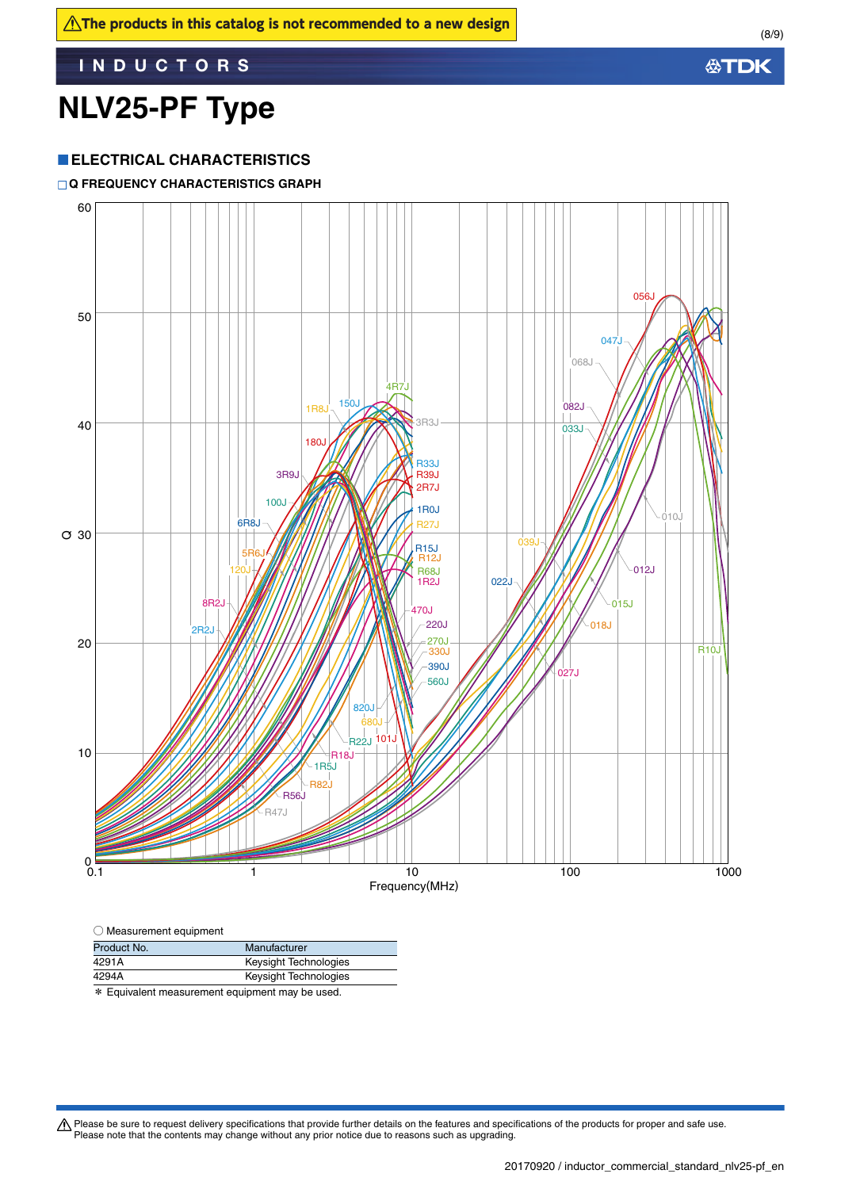⚠The products in this catalog is not recommended to a new design

# NLV25-PF Type

## ■ELECTRICAL CHARACTERISTICS

### □Q FREQUENCY CHARACTERISTICS GRAPH

○ Measurement equipment

| Product No. | Manufacturer |
|---|---|
| 4291A | Keysight Technologies |
| 4294A | Keysight Technologies |

＊ Equivalent measurement equipment may be used.

⚠ Please be sure to request delivery specifications that provide further details on the features and specifications of the products for proper and safe use.
Please note that the contents may change without any prior notice due to reasons such as upgrading.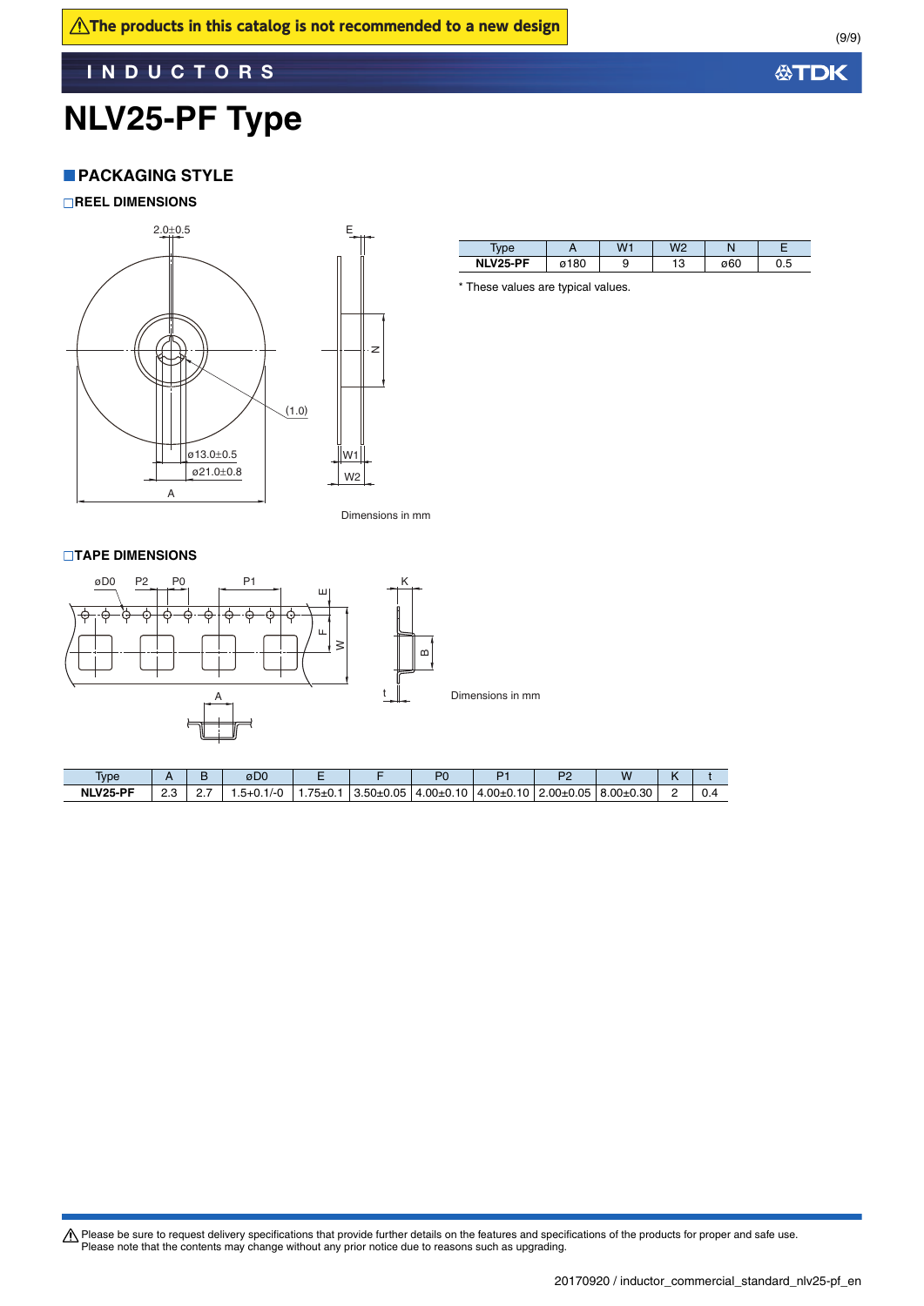⚠The products in this catalog is not recommended to a new design

INDUCTORS

# NLV25-PF Type

## ■PACKAGING STYLE

### □REEL DIMENSIONS

2.0±0.5

E

(1.0)

ø13.0±0.5

ø21.0±0.8

A

N

W1

W2

| Type | A | W1 | W2 | N | E |
|---|---|---|---|---|---|
| NLV25-PF | ø180 | 9 | 13 | ø60 | 0.5 |

* These values are typical values.

Dimensions in mm

### □TAPE DIMENSIONS

øD0 P2 P0 P1

E F W

K

B

t

A

Dimensions in mm

| Type | A | B | øD0 | E | F | P0 | P1 | P2 | W | K | t |
|---|---|---|---|---|---|---|---|---|---|---|---|
| NLV25-PF | 2.3 | 2.7 | 1.5+0.1/-0 | 1.75±0.1 | 3.50±0.05 | 4.00±0.10 | 4.00±0.10 | 2.00±0.05 | 8.00±0.30 | 2 | 0.4 |

⚠ Please be sure to request delivery specifications that provide further details on the features and specifications of the products for proper and safe use.
Please note that the contents may change without any prior notice due to reasons such as upgrading.

20170920 / inductor_commercial_standard_nlv25-pf_en